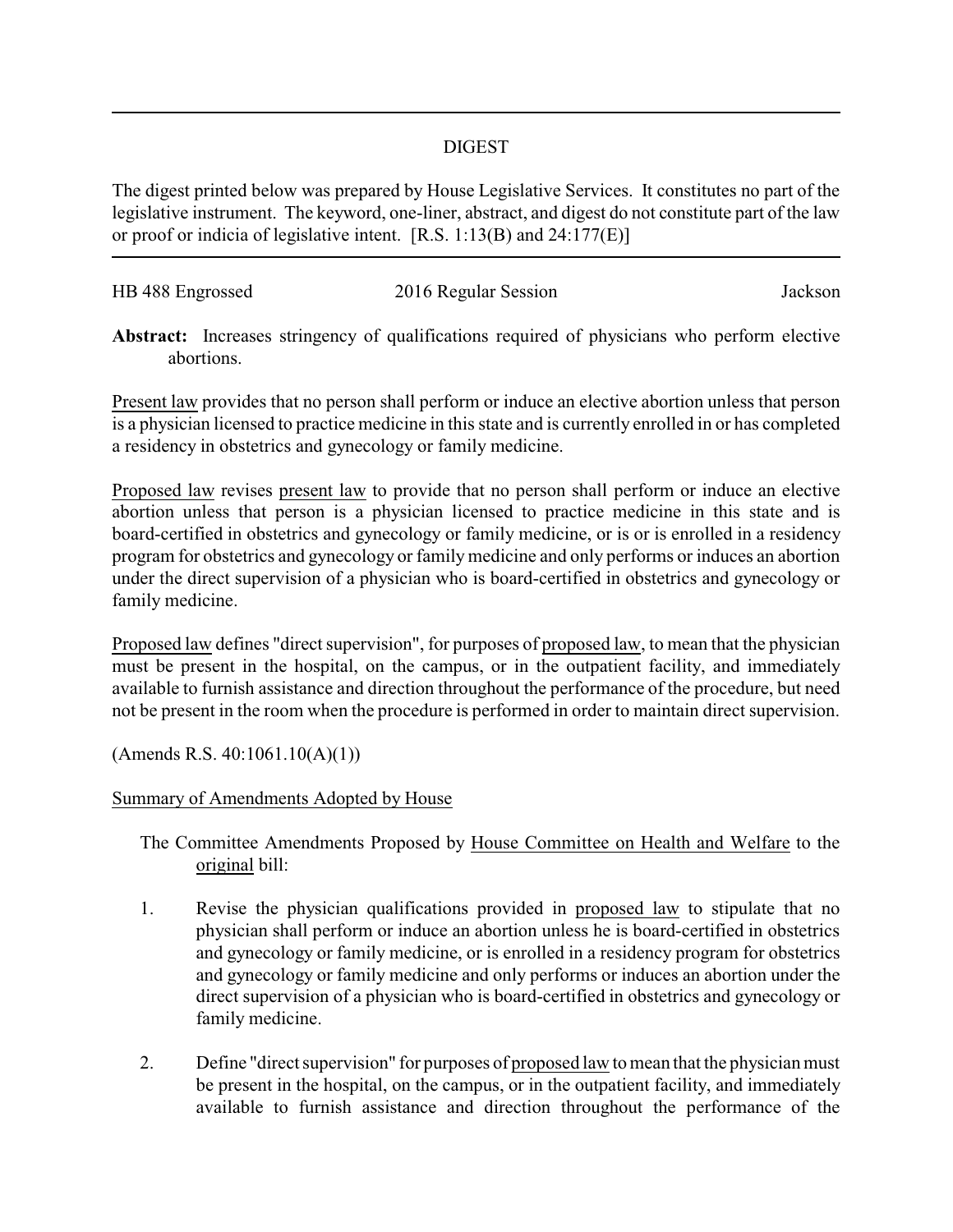# DIGEST

The digest printed below was prepared by House Legislative Services. It constitutes no part of the legislative instrument. The keyword, one-liner, abstract, and digest do not constitute part of the law or proof or indicia of legislative intent. [R.S. 1:13(B) and 24:177(E)]

HB 488 Engrossed 2016 Regular Session Jackson

**Abstract:** Increases stringency of qualifications required of physicians who perform elective abortions.

Present law provides that no person shall perform or induce an elective abortion unless that person is a physician licensed to practice medicine in this state and is currently enrolled in or has completed a residency in obstetrics and gynecology or family medicine.

Proposed law revises present law to provide that no person shall perform or induce an elective abortion unless that person is a physician licensed to practice medicine in this state and is board-certified in obstetrics and gynecology or family medicine, or is or is enrolled in a residency program for obstetrics and gynecology or family medicine and only performs or induces an abortion under the direct supervision of a physician who is board-certified in obstetrics and gynecology or family medicine.

Proposed law defines "direct supervision", for purposes of proposed law, to mean that the physician must be present in the hospital, on the campus, or in the outpatient facility, and immediately available to furnish assistance and direction throughout the performance of the procedure, but need not be present in the room when the procedure is performed in order to maintain direct supervision.

(Amends R.S. 40:1061.10(A)(1))

Summary of Amendments Adopted by House

The Committee Amendments Proposed by House Committee on Health and Welfare to the original bill:

1. Revise the physician qualifications provided in proposed law to stipulate that no physician shall perform or induce an abortion unless he is board-certified in obstetrics and gynecology or family medicine, or is enrolled in a residency program for obstetrics and gynecology or family medicine and only performs or induces an abortion under the direct supervision of a physician who is board-certified in obstetrics and gynecology or family medicine.

2. Define "direct supervision" for purposes of proposed law to mean that the physician must be present in the hospital, on the campus, or in the outpatient facility, and immediately available to furnish assistance and direction throughout the performance of the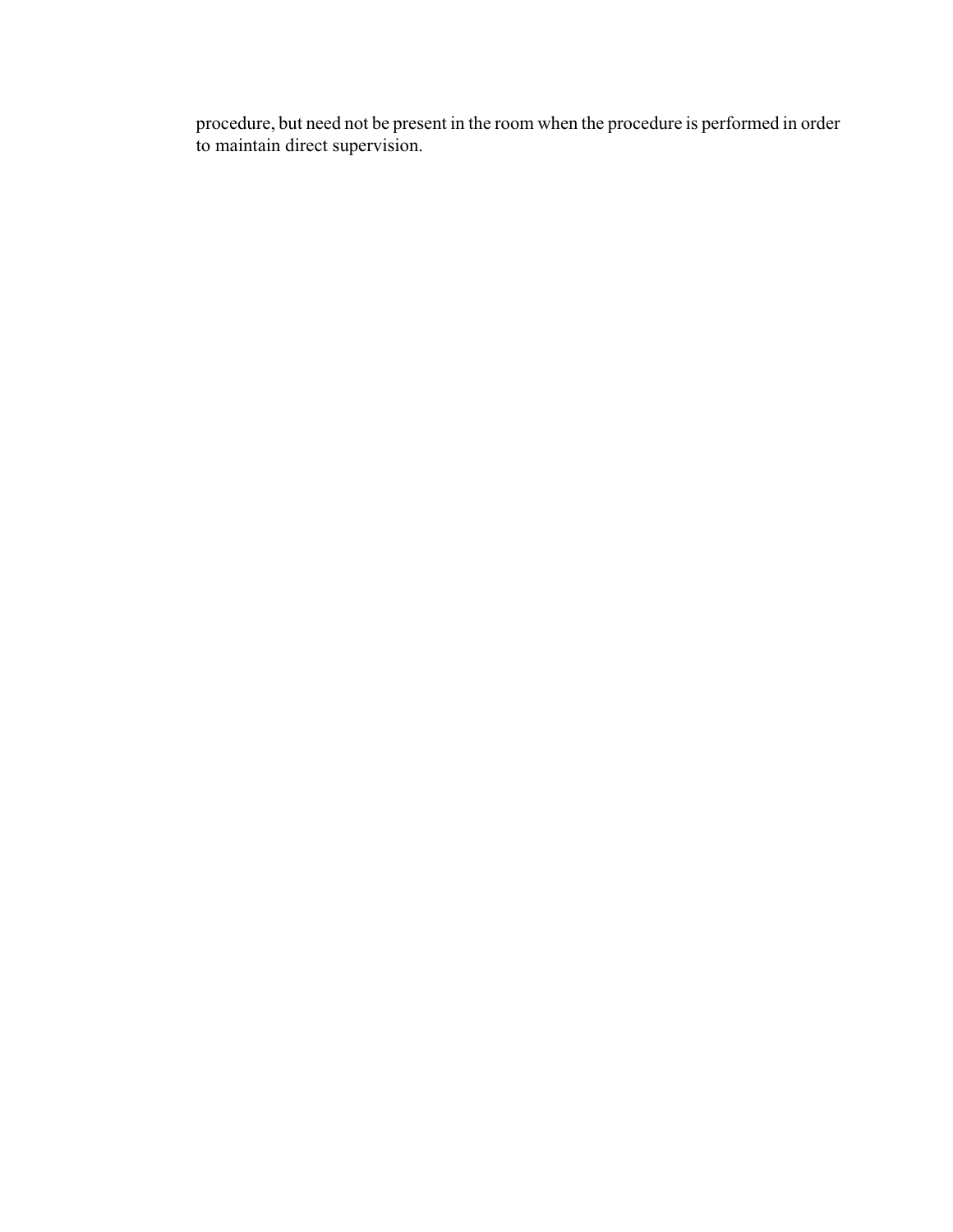procedure, but need not be present in the room when the procedure is performed in order to maintain direct supervision.